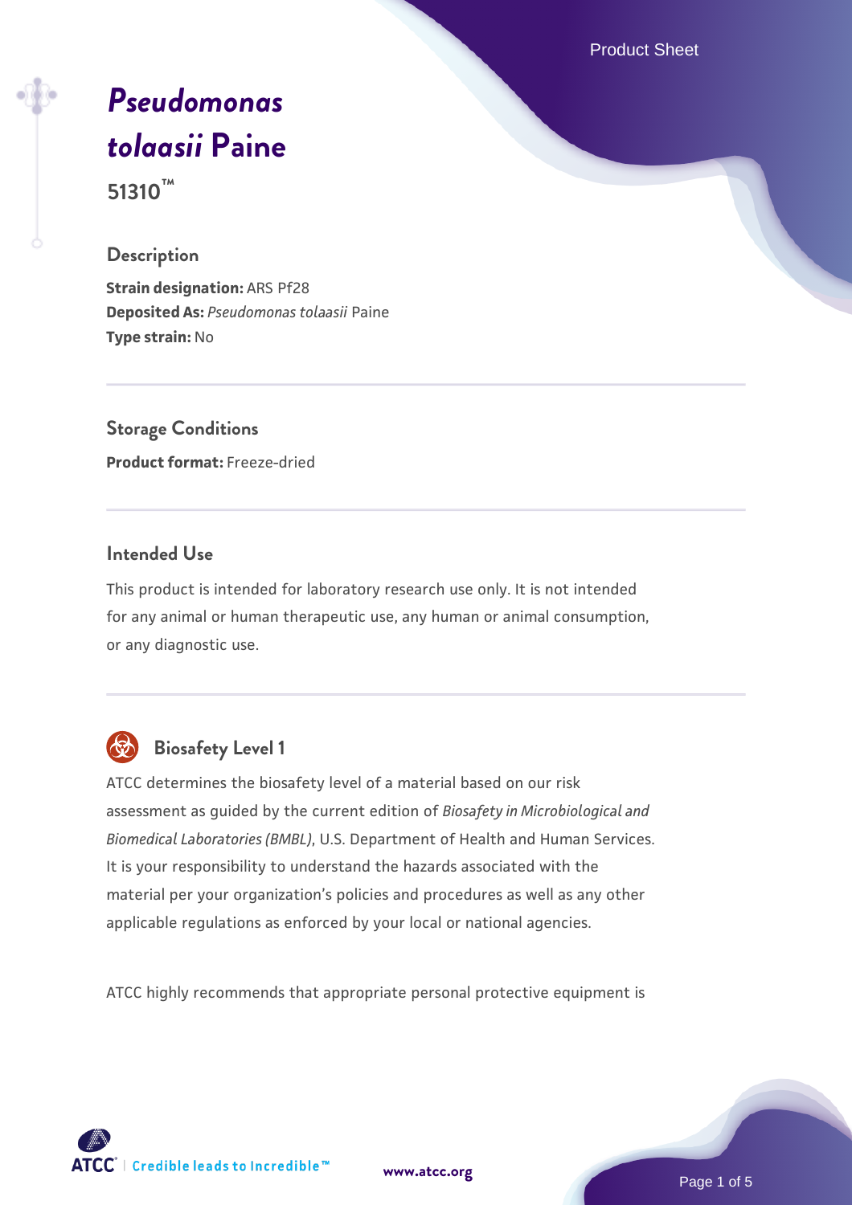# *Pseudomonas tolaasii* Paine

**51310™**

## Description

**Strain designation:** ARS Pf28
**Deposited As:** *Pseudomonas tolaasii* Paine
**Type strain:** No

## Storage Conditions

**Product format:** Freeze-dried

## Intended Use

This product is intended for laboratory research use only. It is not intended for any animal or human therapeutic use, any human or animal consumption, or any diagnostic use.

## Biosafety Level 1

ATCC determines the biosafety level of a material based on our risk assessment as guided by the current edition of *Biosafety in Microbiological and Biomedical Laboratories (BMBL)*, U.S. Department of Health and Human Services. It is your responsibility to understand the hazards associated with the material per your organization's policies and procedures as well as any other applicable regulations as enforced by your local or national agencies.

ATCC highly recommends that appropriate personal protective equipment is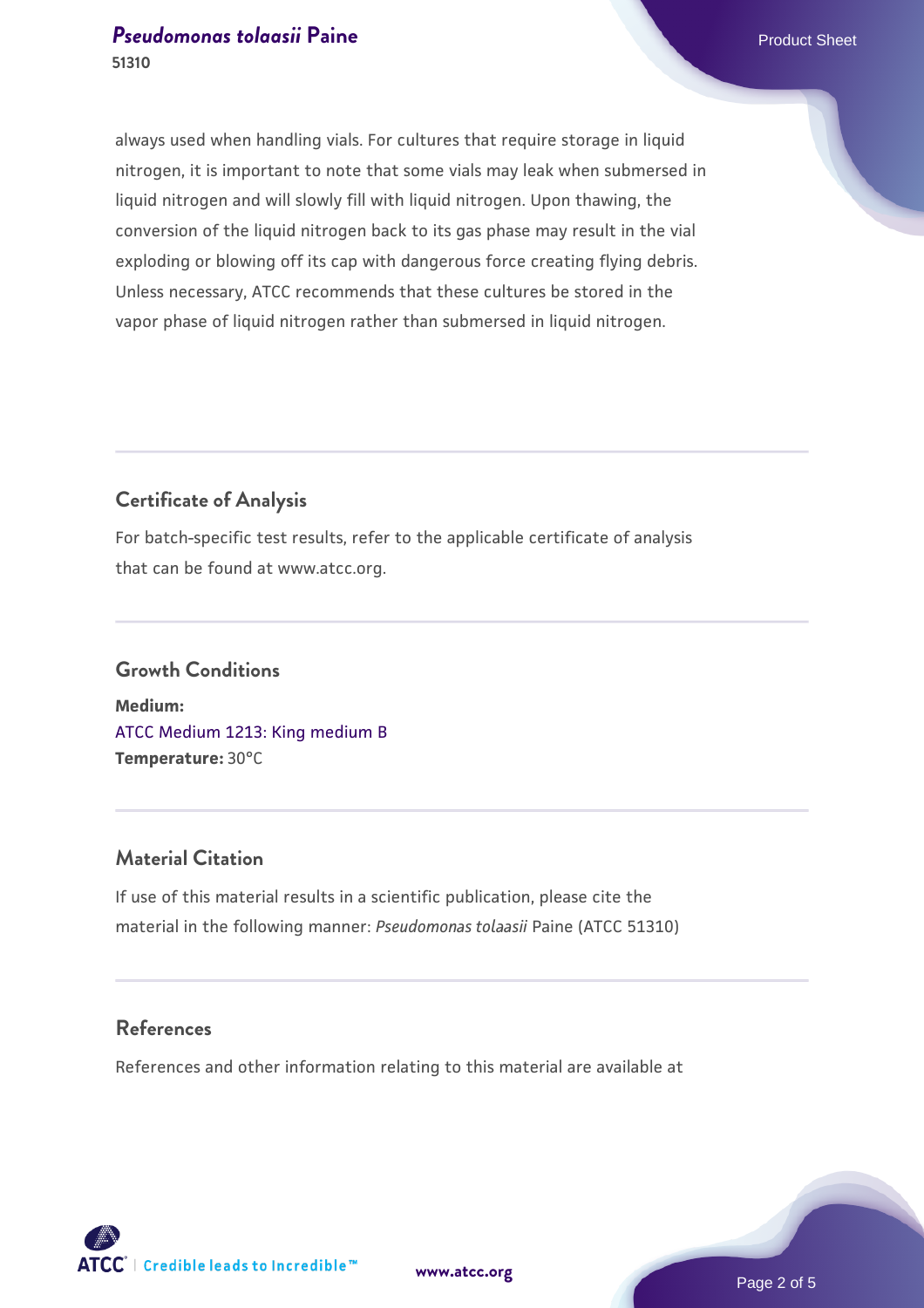always used when handling vials. For cultures that require storage in liquid nitrogen, it is important to note that some vials may leak when submersed in liquid nitrogen and will slowly fill with liquid nitrogen. Upon thawing, the conversion of the liquid nitrogen back to its gas phase may result in the vial exploding or blowing off its cap with dangerous force creating flying debris. Unless necessary, ATCC recommends that these cultures be stored in the vapor phase of liquid nitrogen rather than submersed in liquid nitrogen.

## Certificate of Analysis

For batch-specific test results, refer to the applicable certificate of analysis that can be found at www.atcc.org.

## Growth Conditions

**Medium:**
ATCC Medium 1213: King medium B
**Temperature:** 30°C

## Material Citation

If use of this material results in a scientific publication, please cite the material in the following manner: *Pseudomonas tolaasii* Paine (ATCC 51310)

## References

References and other information relating to this material are available at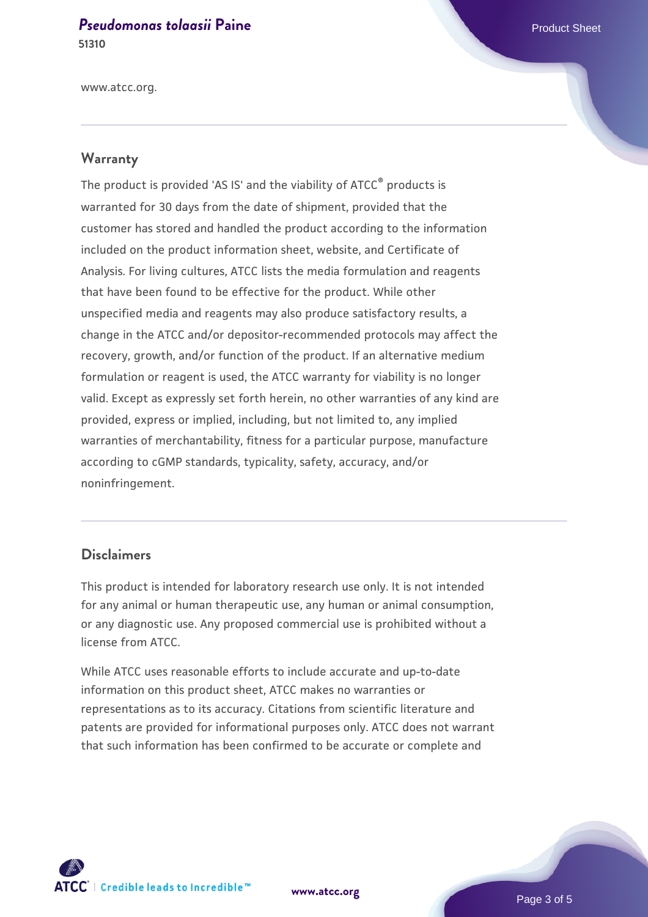www.atcc.org.

## Warranty

The product is provided 'AS IS' and the viability of ATCC® products is warranted for 30 days from the date of shipment, provided that the customer has stored and handled the product according to the information included on the product information sheet, website, and Certificate of Analysis. For living cultures, ATCC lists the media formulation and reagents that have been found to be effective for the product. While other unspecified media and reagents may also produce satisfactory results, a change in the ATCC and/or depositor-recommended protocols may affect the recovery, growth, and/or function of the product. If an alternative medium formulation or reagent is used, the ATCC warranty for viability is no longer valid. Except as expressly set forth herein, no other warranties of any kind are provided, express or implied, including, but not limited to, any implied warranties of merchantability, fitness for a particular purpose, manufacture according to cGMP standards, typicality, safety, accuracy, and/or noninfringement.

## Disclaimers

This product is intended for laboratory research use only. It is not intended for any animal or human therapeutic use, any human or animal consumption, or any diagnostic use. Any proposed commercial use is prohibited without a license from ATCC.

While ATCC uses reasonable efforts to include accurate and up-to-date information on this product sheet, ATCC makes no warranties or representations as to its accuracy. Citations from scientific literature and patents are provided for informational purposes only. ATCC does not warrant that such information has been confirmed to be accurate or complete and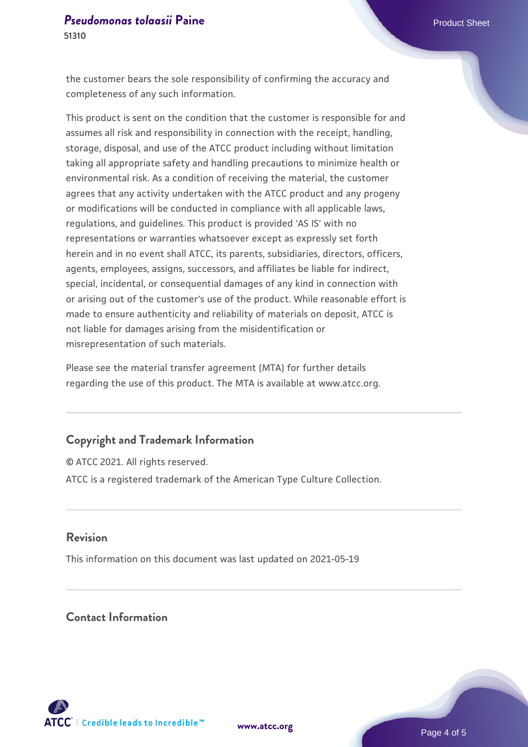the customer bears the sole responsibility of confirming the accuracy and completeness of any such information.

This product is sent on the condition that the customer is responsible for and assumes all risk and responsibility in connection with the receipt, handling, storage, disposal, and use of the ATCC product including without limitation taking all appropriate safety and handling precautions to minimize health or environmental risk. As a condition of receiving the material, the customer agrees that any activity undertaken with the ATCC product and any progeny or modifications will be conducted in compliance with all applicable laws, regulations, and guidelines. This product is provided 'AS IS' with no representations or warranties whatsoever except as expressly set forth herein and in no event shall ATCC, its parents, subsidiaries, directors, officers, agents, employees, assigns, successors, and affiliates be liable for indirect, special, incidental, or consequential damages of any kind in connection with or arising out of the customer's use of the product. While reasonable effort is made to ensure authenticity and reliability of materials on deposit, ATCC is not liable for damages arising from the misidentification or misrepresentation of such materials.

Please see the material transfer agreement (MTA) for further details regarding the use of this product. The MTA is available at www.atcc.org.

## Copyright and Trademark Information

© ATCC 2021. All rights reserved.

ATCC is a registered trademark of the American Type Culture Collection.

## Revision

This information on this document was last updated on 2021-05-19

## Contact Information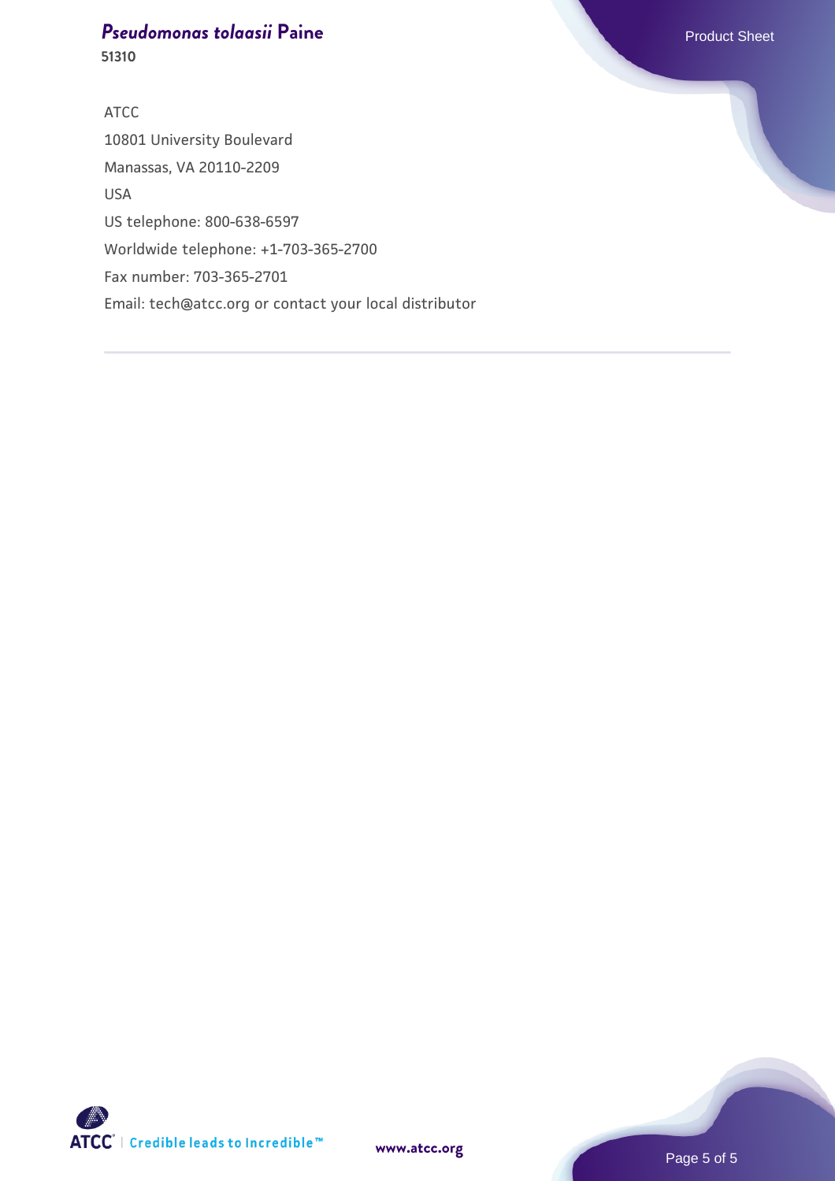ATCC

10801 University Boulevard

Manassas, VA 20110-2209

USA

US telephone: 800-638-6597

Worldwide telephone: +1-703-365-2700

Fax number: 703-365-2701

Email: tech@atcc.org or contact your local distributor